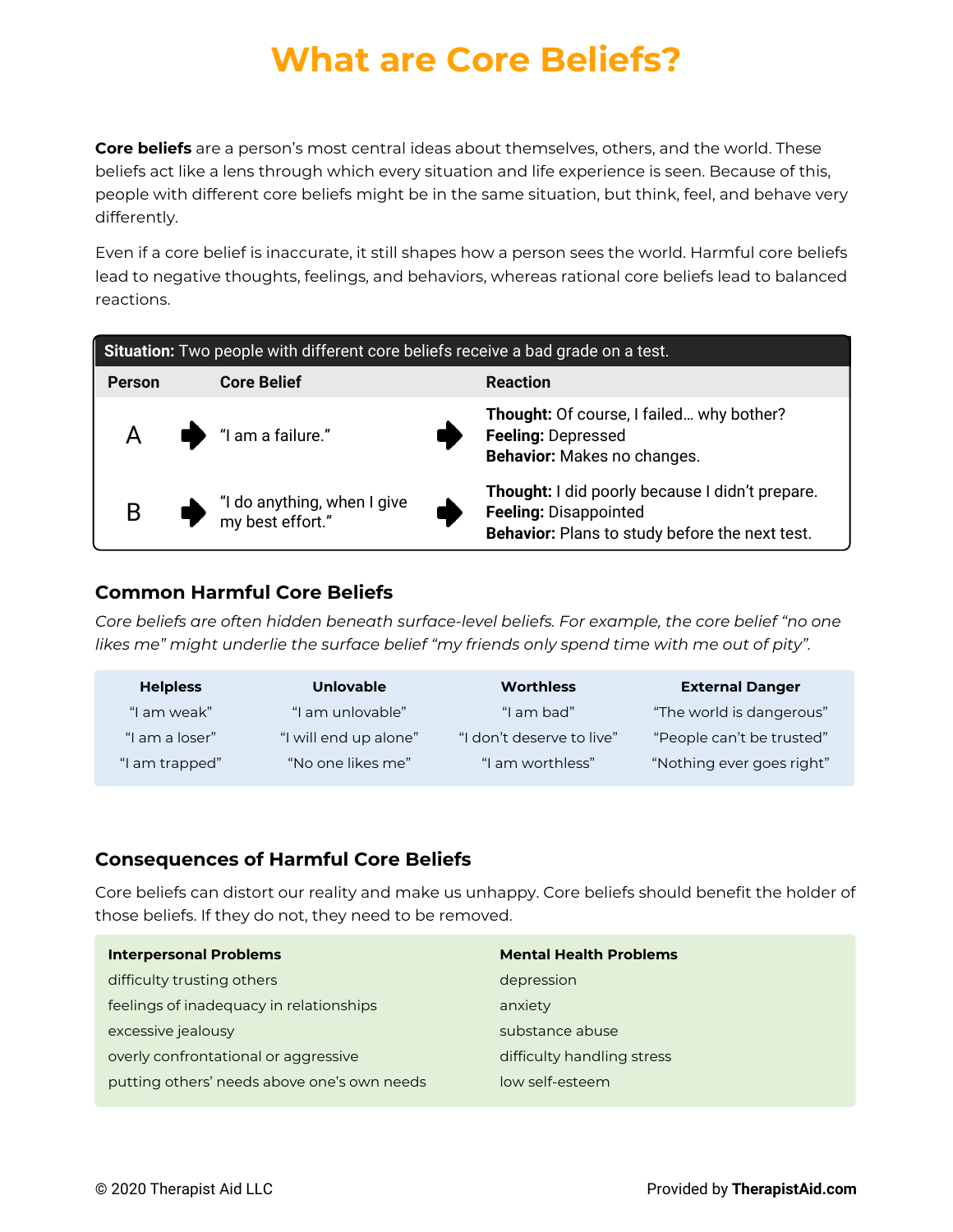# What are Core Beliefs?

**Core beliefs** are a person's most central ideas about themselves, others, and the world. These beliefs act like a lens through which every situation and life experience is seen. Because of this, people with different core beliefs might be in the same situation, but think, feel, and behave very differently.

Even if a core belief is inaccurate, it still shapes how a person sees the world. Harmful core beliefs lead to negative thoughts, feelings, and behaviors, whereas rational core beliefs lead to balanced reactions.

**Situation:** Two people with different core beliefs receive a bad grade on a test.

| Person | Core Belief | Reaction |
|---|---|---|
| A | "I am a failure." | **Thought:** Of course, I failed… why bother?<br>**Feeling:** Depressed<br>**Behavior:** Makes no changes. |
| B | "I do anything, when I give my best effort." | **Thought:** I did poorly because I didn't prepare.<br>**Feeling:** Disappointed<br>**Behavior:** Plans to study before the next test. |

## Common Harmful Core Beliefs

*Core beliefs are often hidden beneath surface-level beliefs. For example, the core belief "no one likes me" might underlie the surface belief "my friends only spend time with me out of pity".*

| Helpless | Unlovable | Worthless | External Danger |
|---|---|---|---|
| "I am weak" | "I am unlovable" | "I am bad" | "The world is dangerous" |
| "I am a loser" | "I will end up alone" | "I don't deserve to live" | "People can't be trusted" |
| "I am trapped" | "No one likes me" | "I am worthless" | "Nothing ever goes right" |

## Consequences of Harmful Core Beliefs

Core beliefs can distort our reality and make us unhappy. Core beliefs should benefit the holder of those beliefs. If they do not, they need to be removed.

| Interpersonal Problems | Mental Health Problems |
|---|---|
| difficulty trusting others | depression |
| feelings of inadequacy in relationships | anxiety |
| excessive jealousy | substance abuse |
| overly confrontational or aggressive | difficulty handling stress |
| putting others' needs above one's own needs | low self-esteem |

© 2020 Therapist Aid LLC

Provided by **TherapistAid.com**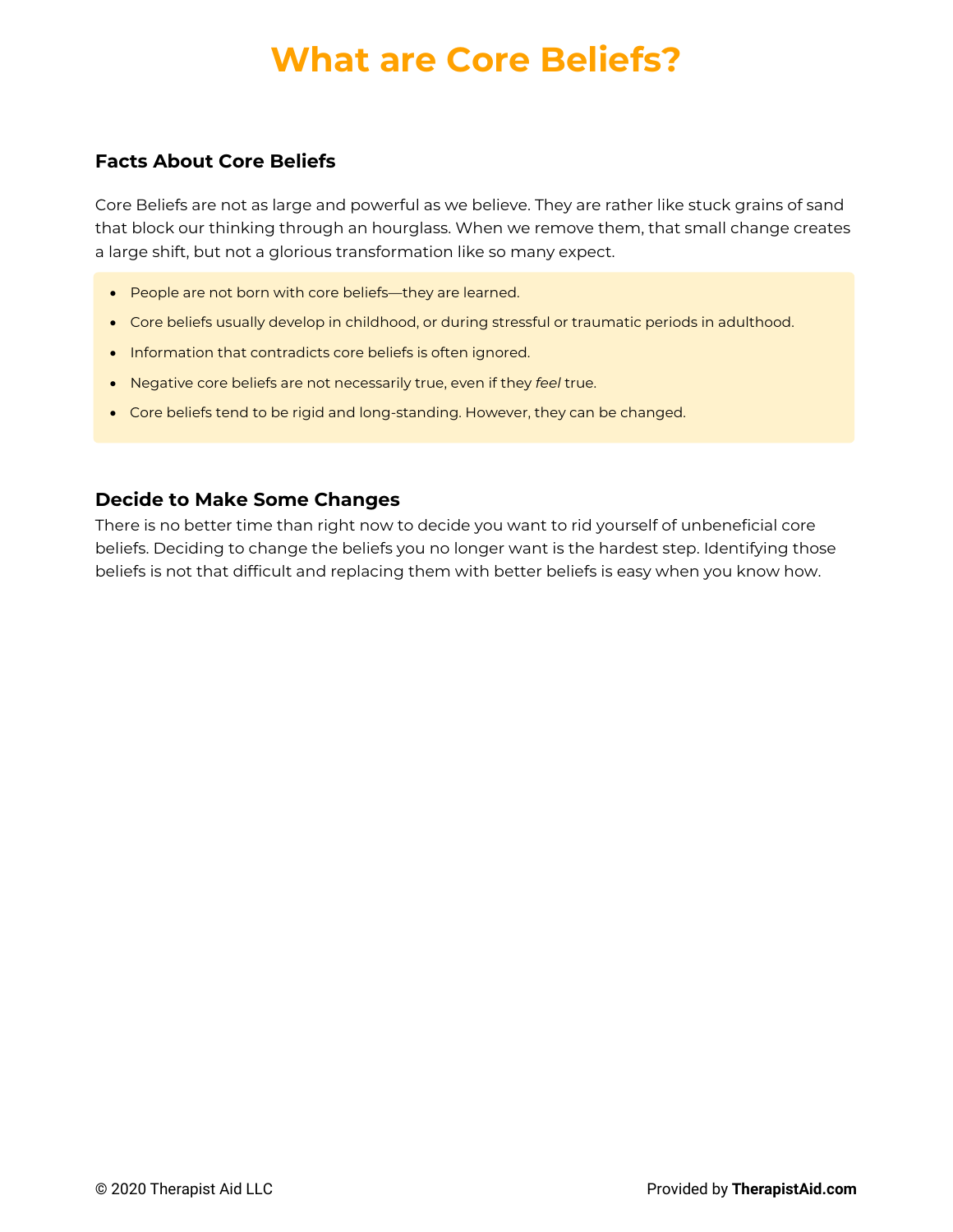# What are Core Beliefs?

## Facts About Core Beliefs

Core Beliefs are not as large and powerful as we believe. They are rather like stuck grains of sand that block our thinking through an hourglass. When we remove them, that small change creates a large shift, but not a glorious transformation like so many expect.

- People are not born with core beliefs—they are learned.
- Core beliefs usually develop in childhood, or during stressful or traumatic periods in adulthood.
- Information that contradicts core beliefs is often ignored.
- Negative core beliefs are not necessarily true, even if they *feel* true.
- Core beliefs tend to be rigid and long-standing. However, they can be changed.

## Decide to Make Some Changes

There is no better time than right now to decide you want to rid yourself of unbeneficial core beliefs. Deciding to change the beliefs you no longer want is the hardest step. Identifying those beliefs is not that difficult and replacing them with better beliefs is easy when you know how.